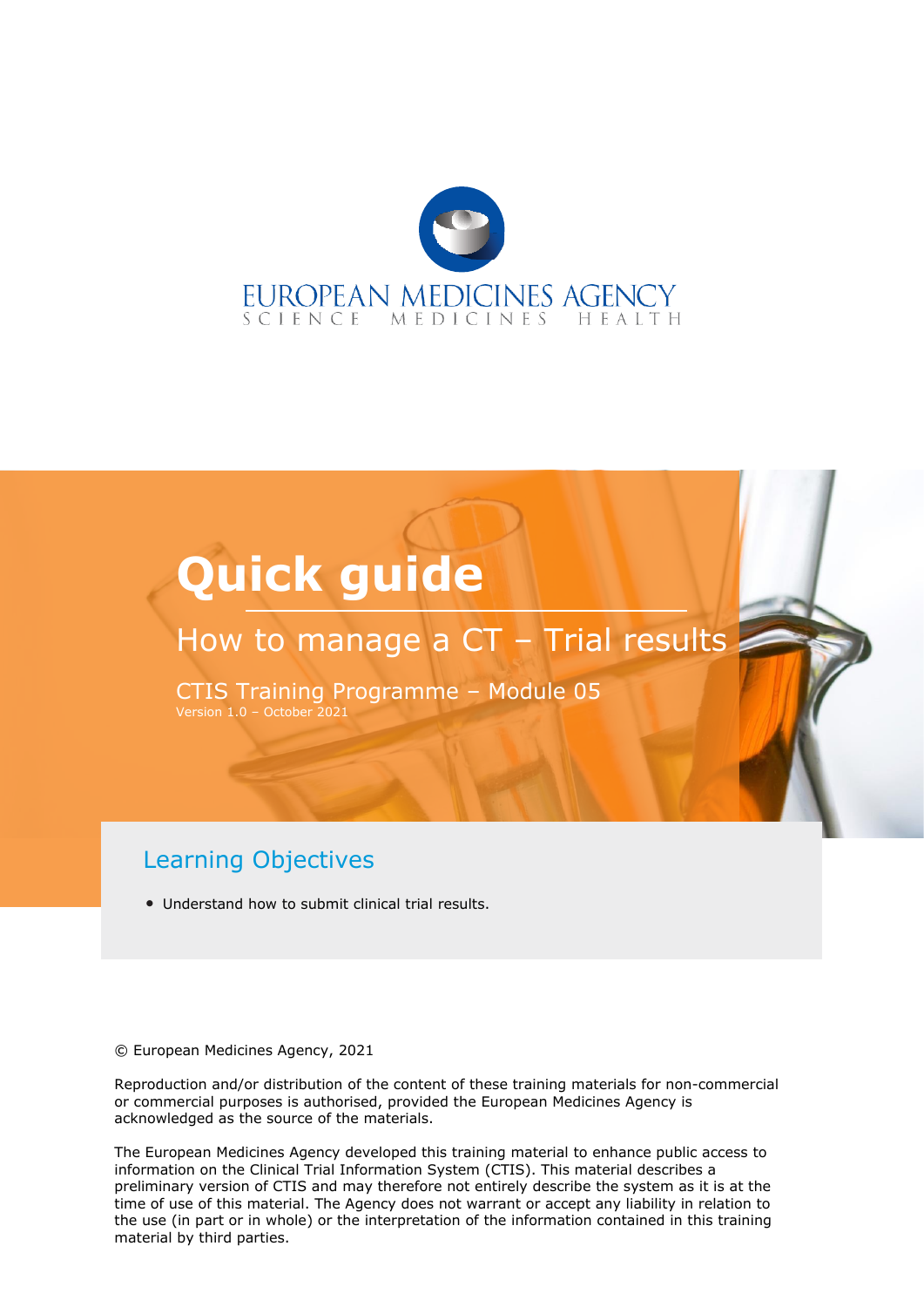EUROPEAN MEDICINES AGENCY

SCIENCE MEDICINES HEALTH

# Quick guide

## How to manage a CT – Trial results

CTIS Training Programme – Module 05

Version 1.0 – October 2021

## Learning Objectives

- Understand how to submit clinical trial results.

© European Medicines Agency, 2021

Reproduction and/or distribution of the content of these training materials for non-commercial or commercial purposes is authorised, provided the European Medicines Agency is acknowledged as the source of the materials.

The European Medicines Agency developed this training material to enhance public access to information on the Clinical Trial Information System (CTIS). This material describes a preliminary version of CTIS and may therefore not entirely describe the system as it is at the time of use of this material. The Agency does not warrant or accept any liability in relation to the use (in part or in whole) or the interpretation of the information contained in this training material by third parties.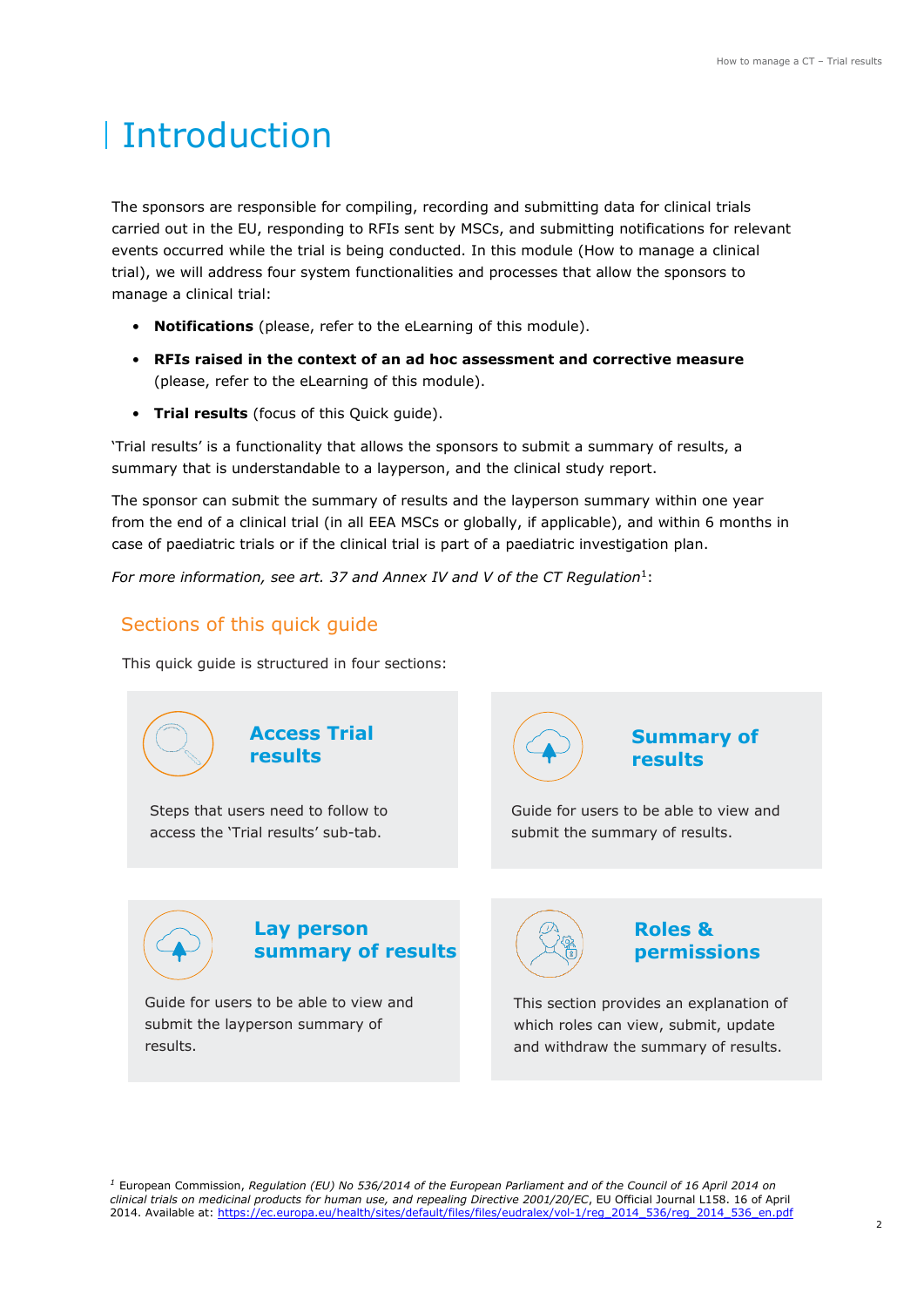# Introduction

The sponsors are responsible for compiling, recording and submitting data for clinical trials carried out in the EU, responding to RFIs sent by MSCs, and submitting notifications for relevant events occurred while the trial is being conducted. In this module (How to manage a clinical trial), we will address four system functionalities and processes that allow the sponsors to manage a clinical trial:

- **Notifications** (please, refer to the eLearning of this module).
- **RFIs raised in the context of an ad hoc assessment and corrective measure** (please, refer to the eLearning of this module).
- **Trial results** (focus of this Quick guide).

'Trial results' is a functionality that allows the sponsors to submit a summary of results, a summary that is understandable to a layperson, and the clinical study report.

The sponsor can submit the summary of results and the layperson summary within one year from the end of a clinical trial (in all EEA MSCs or globally, if applicable), and within 6 months in case of paediatric trials or if the clinical trial is part of a paediatric investigation plan.

*For more information, see art. 37 and Annex IV and V of the CT Regulation*[1]:

## Sections of this quick guide

This quick guide is structured in four sections:

### Access Trial results

Steps that users need to follow to access the 'Trial results' sub-tab.

### Summary of results

Guide for users to be able to view and submit the summary of results.

### Lay person summary of results

Guide for users to be able to view and submit the layperson summary of results.

### Roles & permissions

This section provides an explanation of which roles can view, submit, update and withdraw the summary of results.

[1] European Commission, *Regulation (EU) No 536/2014 of the European Parliament and of the Council of 16 April 2014 on clinical trials on medicinal products for human use, and repealing Directive 2001/20/EC*, EU Official Journal L158. 16 of April 2014. Available at: https://ec.europa.eu/health/sites/default/files/files/eudralex/vol-1/reg_2014_536/reg_2014_536_en.pdf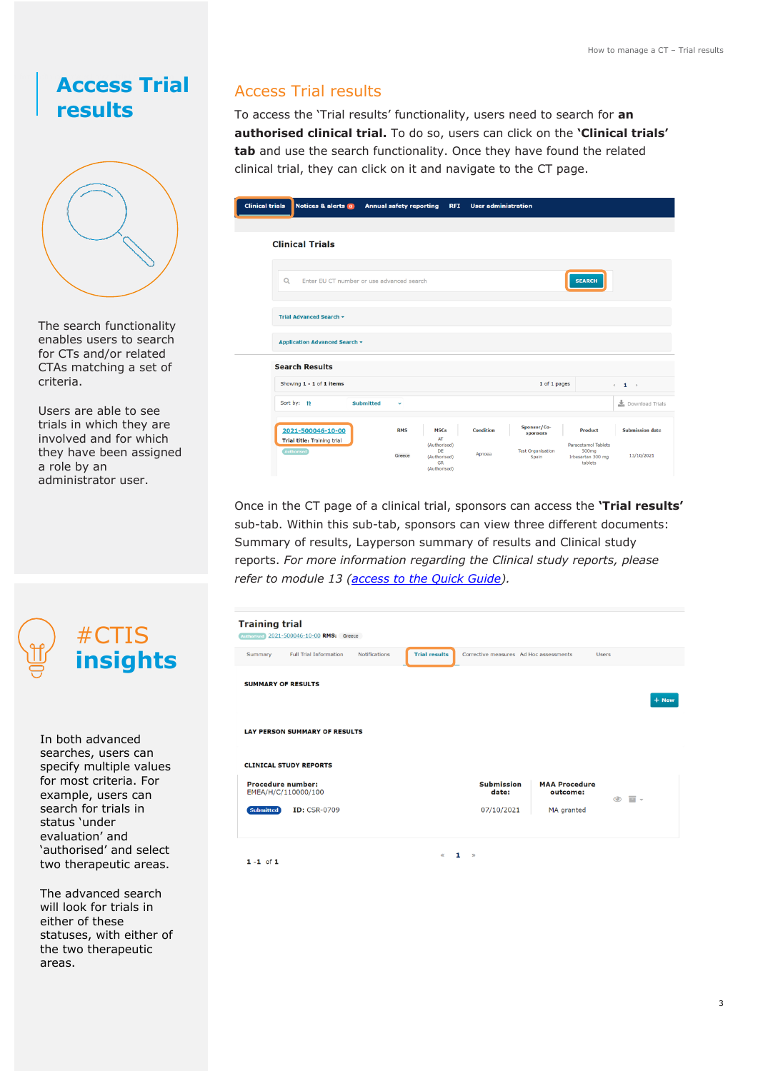# Access Trial results

The search functionality enables users to search for CTs and/or related CTAs matching a set of criteria.

Users are able to see trials in which they are involved and for which they have been assigned a role by an administrator user.

## #CTIS insights

In both advanced searches, users can specify multiple values for most criteria. For example, users can search for trials in status 'under evaluation' and 'authorised' and select two therapeutic areas.

The advanced search will look for trials in either of these statuses, with either of the two therapeutic areas.

## Access Trial results

To access the 'Trial results' functionality, users need to search for **an authorised clinical trial.** To do so, users can click on the **'Clinical trials' tab** and use the search functionality. Once they have found the related clinical trial, they can click on it and navigate to the CT page.

Once in the CT page of a clinical trial, sponsors can access the **'Trial results'** sub-tab. Within this sub-tab, sponsors can view three different documents: Summary of results, Layperson summary of results and Clinical study reports. *For more information regarding the Clinical study reports, please refer to module 13 ([access to the Quick Guide]()).*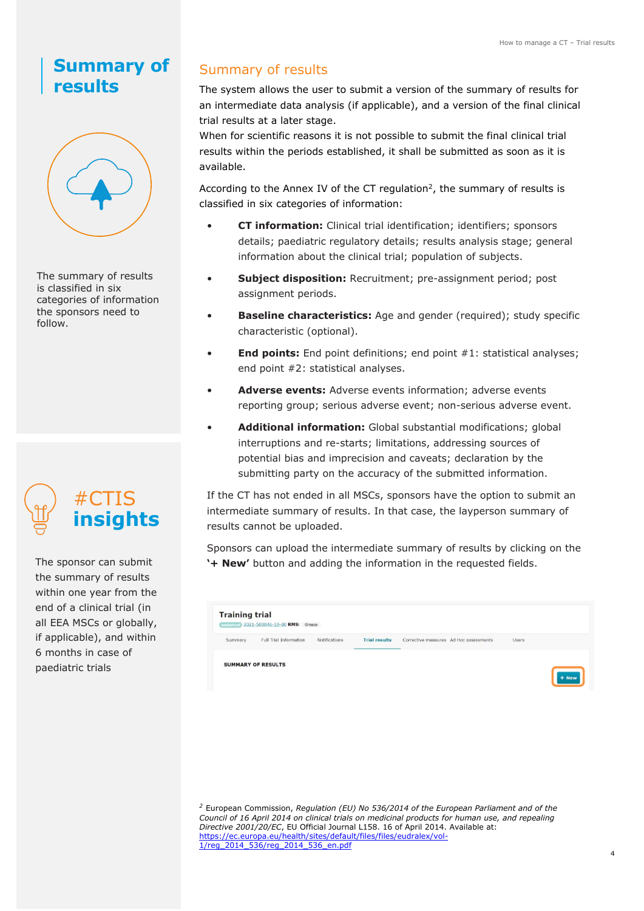# Summary of results

The summary of results is classified in six categories of information the sponsors need to follow.

## #CTIS insights

The sponsor can submit the summary of results within one year from the end of a clinical trial (in all EEA MSCs or globally, if applicable), and within 6 months in case of paediatric trials

## Summary of results

The system allows the user to submit a version of the summary of results for an intermediate data analysis (if applicable), and a version of the final clinical trial results at a later stage.

When for scientific reasons it is not possible to submit the final clinical trial results within the periods established, it shall be submitted as soon as it is available.

According to the Annex IV of the CT regulation[2], the summary of results is classified in six categories of information:

- **CT information:** Clinical trial identification; identifiers; sponsors details; paediatric regulatory details; results analysis stage; general information about the clinical trial; population of subjects.
- **Subject disposition:** Recruitment; pre-assignment period; post assignment periods.
- **Baseline characteristics:** Age and gender (required); study specific characteristic (optional).
- **End points:** End point definitions; end point #1: statistical analyses; end point #2: statistical analyses.
- **Adverse events:** Adverse events information; adverse events reporting group; serious adverse event; non-serious adverse event.
- **Additional information:** Global substantial modifications; global interruptions and re-starts; limitations, addressing sources of potential bias and imprecision and caveats; declaration by the submitting party on the accuracy of the submitted information.

If the CT has not ended in all MSCs, sponsors have the option to submit an intermediate summary of results. In that case, the layperson summary of results cannot be uploaded.

Sponsors can upload the intermediate summary of results by clicking on the **'+ New'** button and adding the information in the requested fields.

Training trial
Authorised 2021-500046-10-00 RMS: Greece

Summary | Full Trial Information | Notifications | Trial results | Corrective measures | Ad Hoc assessments | Users

SUMMARY OF RESULTS

+ New

[2] European Commission, *Regulation (EU) No 536/2014 of the European Parliament and of the Council of 16 April 2014 on clinical trials on medicinal products for human use, and repealing Directive 2001/20/EC*, EU Official Journal L158. 16 of April 2014. Available at: https://ec.europa.eu/health/sites/default/files/files/eudralex/vol-1/reg_2014_536/reg_2014_536_en.pdf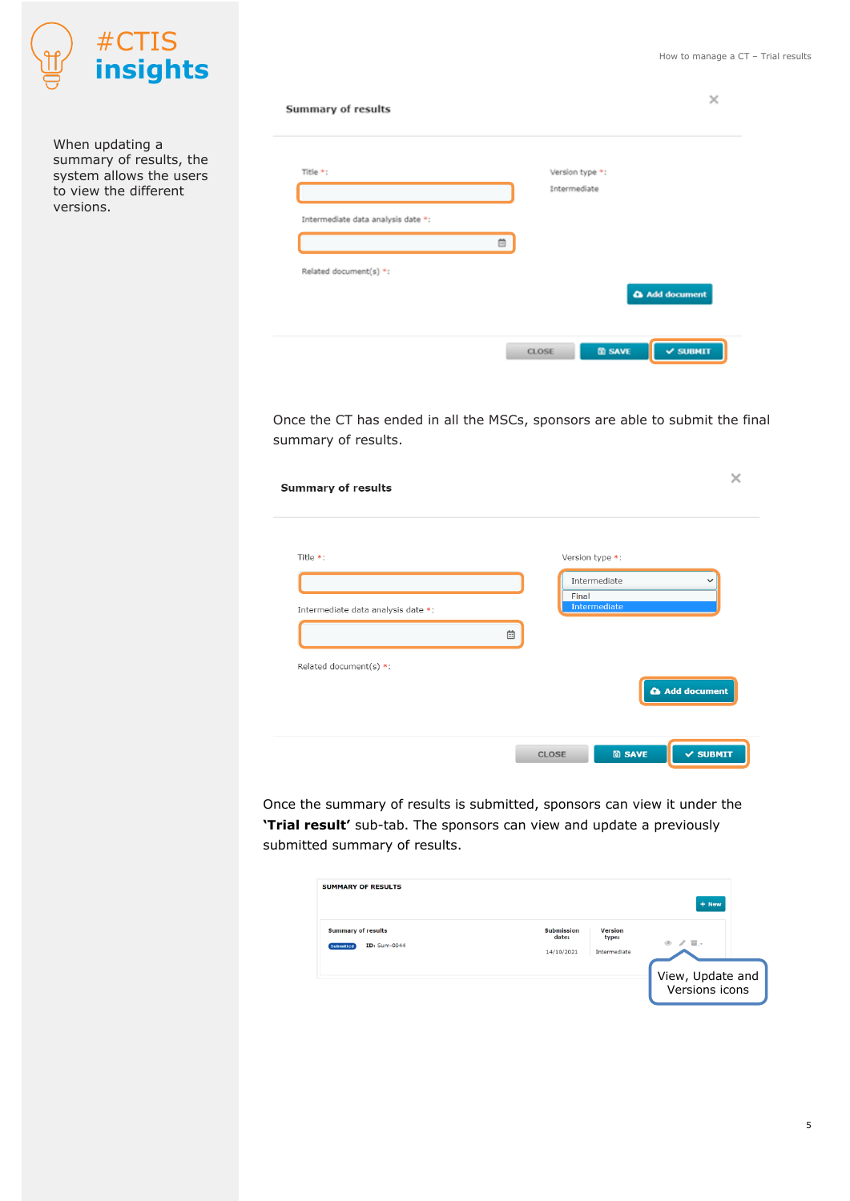When updating a summary of results, the system allows the users to view the different versions.

**Summary of results**

Title *:

Version type *:

Intermediate

Intermediate data analysis date *:

Related document(s) *:

Add document

CLOSE SAVE SUBMIT

Once the CT has ended in all the MSCs, sponsors are able to submit the final summary of results.

**Summary of results**

Title *:

Version type *:

Intermediate

Final

Intermediate

Intermediate data analysis date *:

Related document(s) *:

Add document

CLOSE SAVE SUBMIT

Once the summary of results is submitted, sponsors can view it under the **'Trial result'** sub-tab. The sponsors can view and update a previously submitted summary of results.

SUMMARY OF RESULTS

+ New

| Summary of results | Submission date: | Version type: |
|---|---|---|
| Submitted ID: Sum-0044 | 14/10/2021 | Intermediate |

View, Update and Versions icons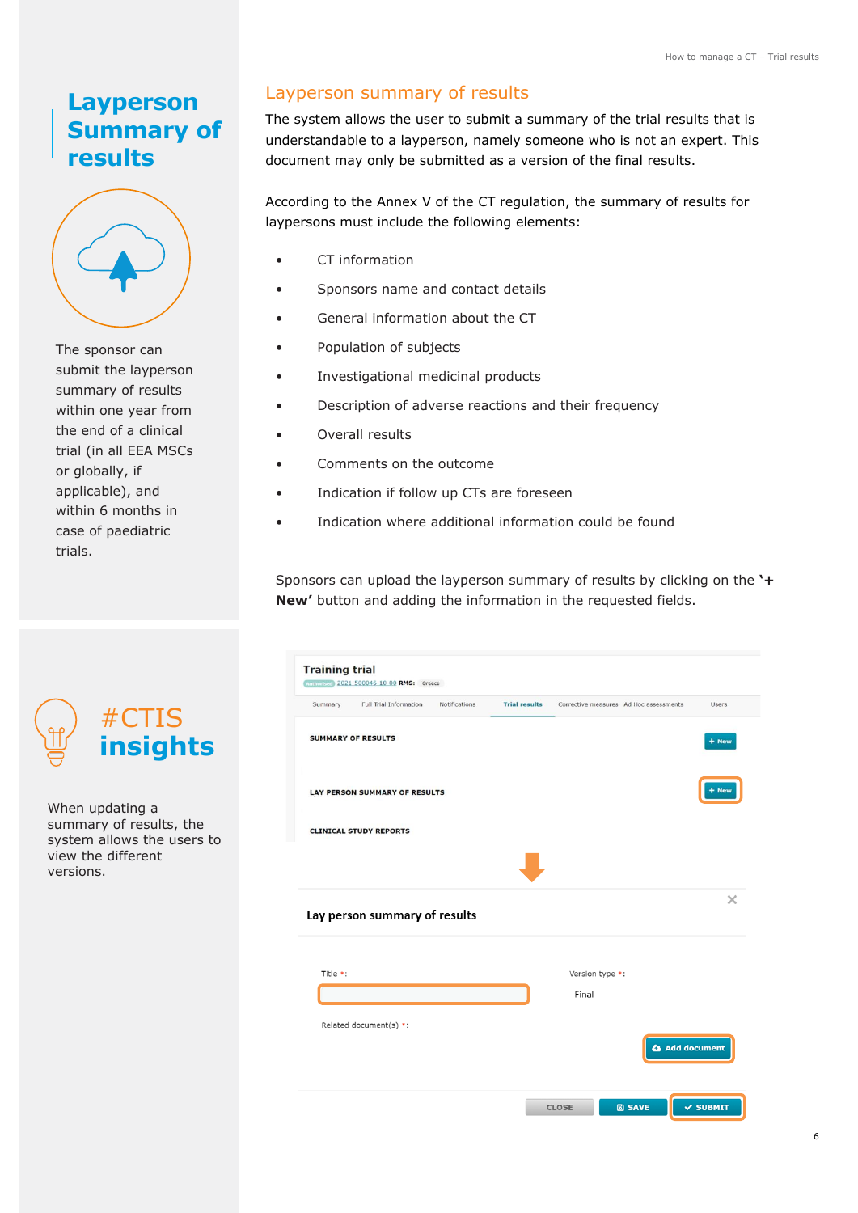# Layperson Summary of results

The sponsor can submit the layperson summary of results within one year from the end of a clinical trial (in all EEA MSCs or globally, if applicable), and within 6 months in case of paediatric trials.

## #CTIS insights

When updating a summary of results, the system allows the users to view the different versions.

## Layperson summary of results

The system allows the user to submit a summary of the trial results that is understandable to a layperson, namely someone who is not an expert. This document may only be submitted as a version of the final results.

According to the Annex V of the CT regulation, the summary of results for laypersons must include the following elements:

- CT information
- Sponsors name and contact details
- General information about the CT
- Population of subjects
- Investigational medicinal products
- Description of adverse reactions and their frequency
- Overall results
- Comments on the outcome
- Indication if follow up CTs are foreseen
- Indication where additional information could be found

Sponsors can upload the layperson summary of results by clicking on the **'+ New'** button and adding the information in the requested fields.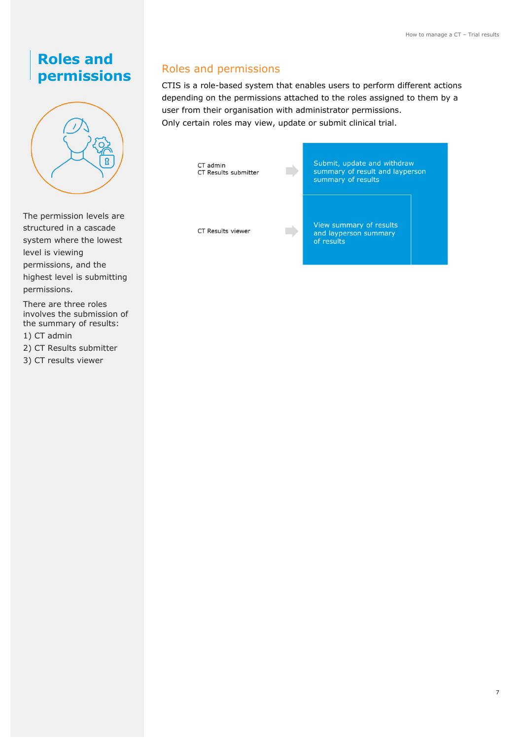# Roles and permissions

The permission levels are structured in a cascade system where the lowest level is viewing permissions, and the highest level is submitting permissions.

There are three roles involves the submission of the summary of results:

1) CT admin
2) CT Results submitter
3) CT results viewer

## Roles and permissions

CTIS is a role-based system that enables users to perform different actions depending on the permissions attached to the roles assigned to them by a user from their organisation with administrator permissions.
Only certain roles may view, update or submit clinical trial.

| Roles | Permissions |
| --- | --- |
| CT admin<br>CT Results submitter | Submit, update and withdraw summary of result and layperson summary of results |
| CT Results viewer | View summary of results and layperson summary of results |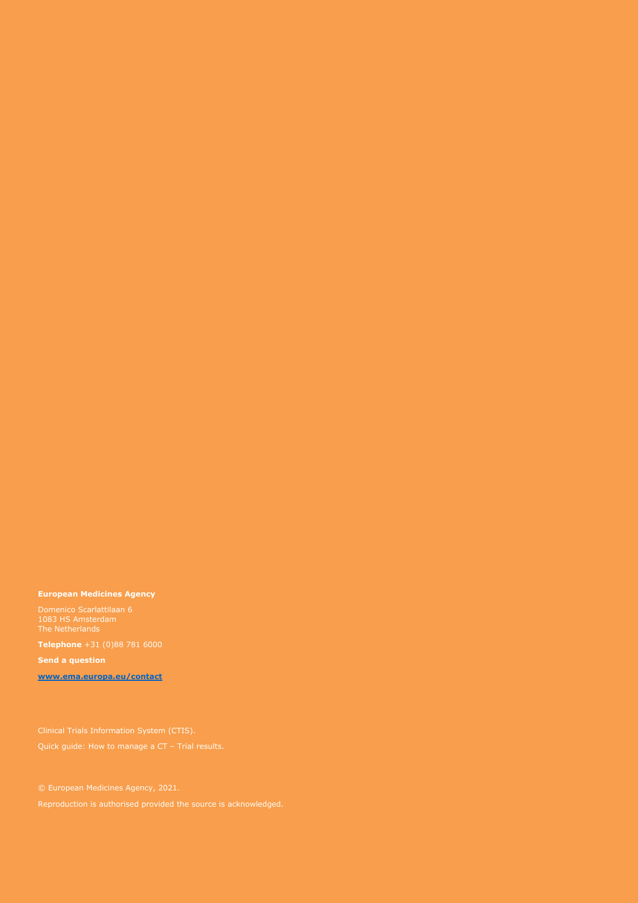**European Medicines Agency**

Domenico Scarlattilaan 6
1083 HS Amsterdam
The Netherlands

**Telephone** +31 (0)88 781 6000

**Send a question**

**www.ema.europa.eu/contact**

Clinical Trials Information System (CTIS).

Quick guide: How to manage a CT – Trial results.

© European Medicines Agency, 2021.

Reproduction is authorised provided the source is acknowledged.